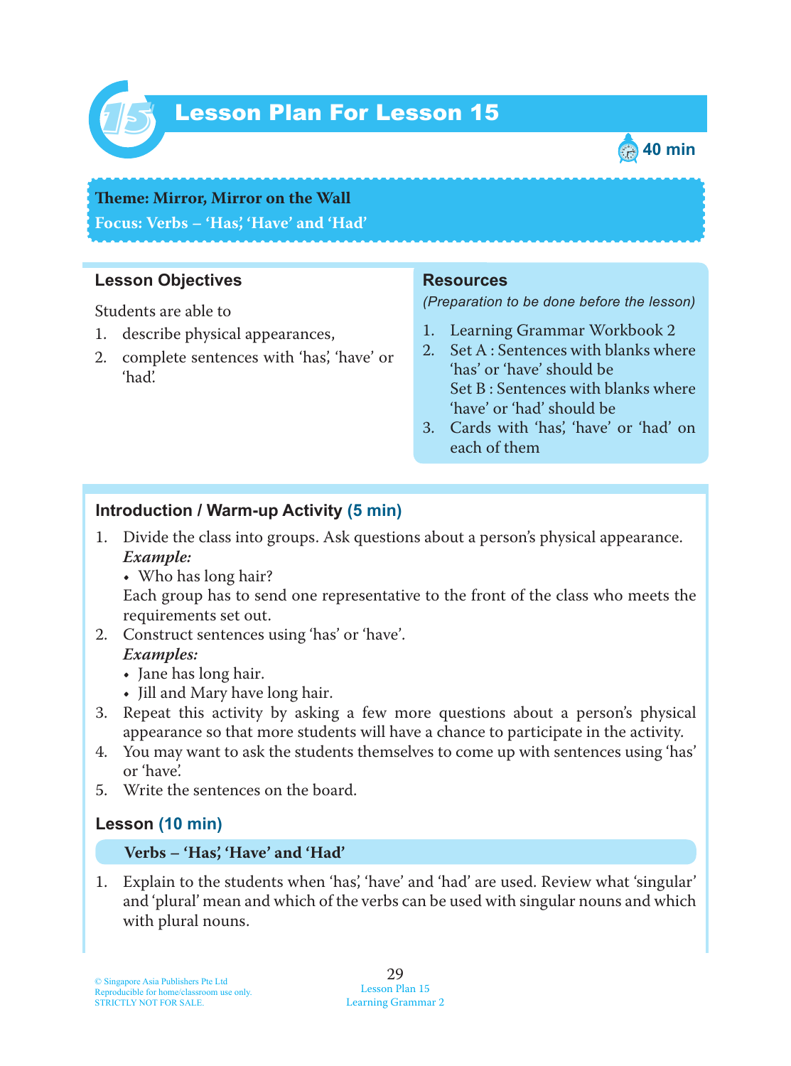# Lesson Plan For Lesson 15

40 min

**Theme: Mirror, Mirror on the Wall**
**Focus: Verbs – 'Has', 'Have' and 'Had'**

## Lesson Objectives

Students are able to

1. describe physical appearances,
2. complete sentences with 'has', 'have' or 'had'.

## Resources

*(Preparation to be done before the lesson)*

1. Learning Grammar Workbook 2
2. Set A : Sentences with blanks where 'has' or 'have' should be
   Set B : Sentences with blanks where 'have' or 'had' should be
3. Cards with 'has', 'have' or 'had' on each of them

## Introduction / Warm-up Activity (5 min)

1. Divide the class into groups. Ask questions about a person's physical appearance.
   ***Example:***
   - Who has long hair?

   Each group has to send one representative to the front of the class who meets the requirements set out.
2. Construct sentences using 'has' or 'have'.
   ***Examples:***
   - Jane has long hair.
   - Jill and Mary have long hair.
3. Repeat this activity by asking a few more questions about a person's physical appearance so that more students will have a chance to participate in the activity.
4. You may want to ask the students themselves to come up with sentences using 'has' or 'have'.
5. Write the sentences on the board.

## Lesson (10 min)

**Verbs – 'Has', 'Have' and 'Had'**

1. Explain to the students when 'has', 'have' and 'had' are used. Review what 'singular' and 'plural' mean and which of the verbs can be used with singular nouns and which with plural nouns.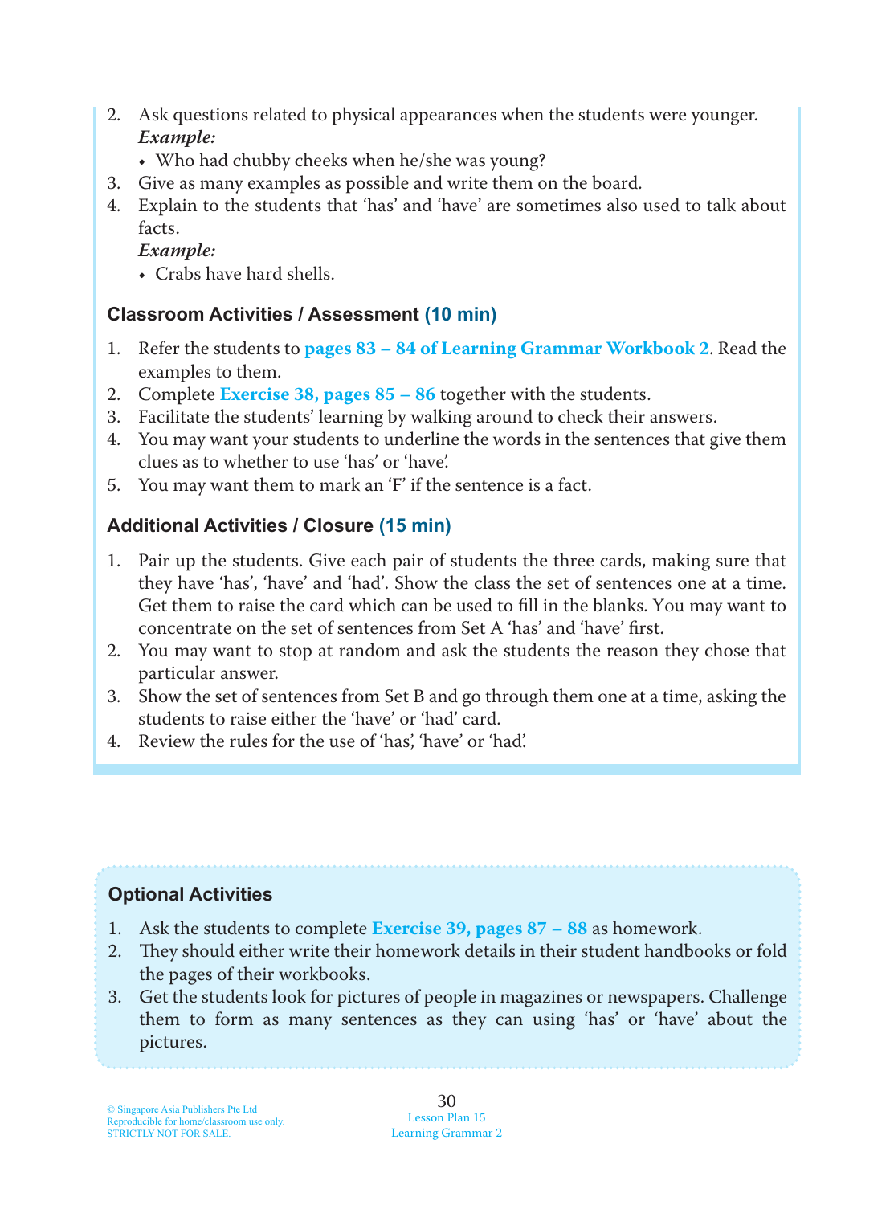2. Ask questions related to physical appearances when the students were younger.
   *Example:*
   - Who had chubby cheeks when he/she was young?
3. Give as many examples as possible and write them on the board.
4. Explain to the students that 'has' and 'have' are sometimes also used to talk about facts.
   *Example:*
   - Crabs have hard shells.

### Classroom Activities / Assessment (10 min)

1. Refer the students to **pages 83 – 84 of Learning Grammar Workbook 2**. Read the examples to them.
2. Complete **Exercise 38, pages 85 – 86** together with the students.
3. Facilitate the students' learning by walking around to check their answers.
4. You may want your students to underline the words in the sentences that give them clues as to whether to use 'has' or 'have'.
5. You may want them to mark an 'F' if the sentence is a fact.

### Additional Activities / Closure (15 min)

1. Pair up the students. Give each pair of students the three cards, making sure that they have 'has', 'have' and 'had'. Show the class the set of sentences one at a time. Get them to raise the card which can be used to fill in the blanks. You may want to concentrate on the set of sentences from Set A 'has' and 'have' first.
2. You may want to stop at random and ask the students the reason they chose that particular answer.
3. Show the set of sentences from Set B and go through them one at a time, asking the students to raise either the 'have' or 'had' card.
4. Review the rules for the use of 'has', 'have' or 'had'.

### Optional Activities

1. Ask the students to complete **Exercise 39, pages 87 – 88** as homework.
2. They should either write their homework details in their student handbooks or fold the pages of their workbooks.
3. Get the students look for pictures of people in magazines or newspapers. Challenge them to form as many sentences as they can using 'has' or 'have' about the pictures.